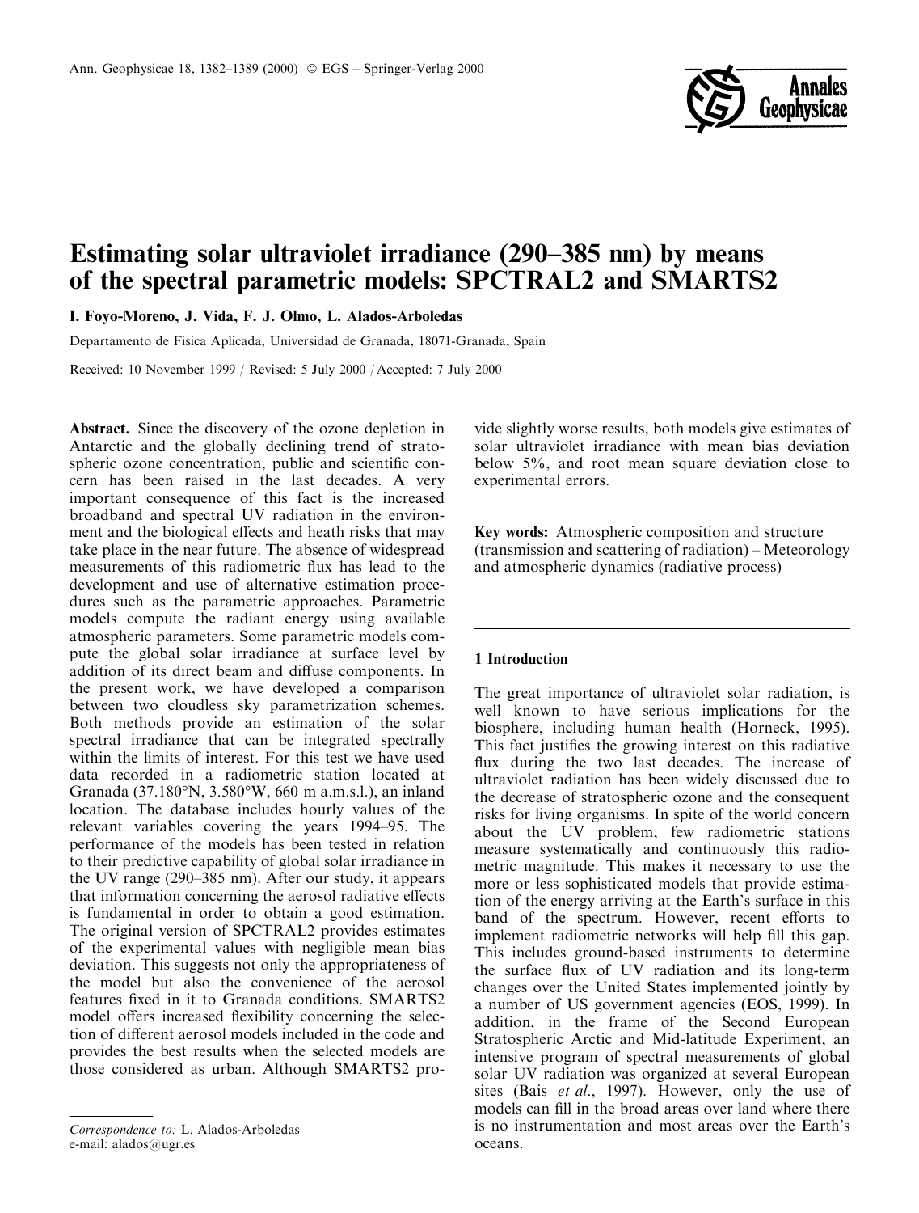# Estimating solar ultraviolet irradiance (290–385 nm) by means of the spectral parametric models: SPCTRAL2 and SMARTS2

I. Foyo-Moreno, J. Vida, F. J. Olmo, L. Alados-Arboledas

Departamento de Física Aplicada, Universidad de Granada, 18071-Granada, Spain

Received: 10 November 1999 / Revised: 5 July 2000 / Accepted: 7 July 2000

**Abstract.** Since the discovery of the ozone depletion in Antarctic and the globally declining trend of stratospheric ozone concentration, public and scientific concern has been raised in the last decades. A very important consequence of this fact is the increased broadband and spectral UV radiation in the environment and the biological effects and heath risks that may take place in the near future. The absence of widespread measurements of this radiometric flux has lead to the development and use of alternative estimation procedures such as the parametric approaches. Parametric models compute the radiant energy using available atmospheric parameters. Some parametric models compute the global solar irradiance at surface level by addition of its direct beam and diffuse components. In the present work, we have developed a comparison between two cloudless sky parametrization schemes. Both methods provide an estimation of the solar spectral irradiance that can be integrated spectrally within the limits of interest. For this test we have used data recorded in a radiometric station located at Granada (37.180°N, 3.580°W, 660 m a.m.s.l.), an inland location. The database includes hourly values of the relevant variables covering the years 1994–95. The performance of the models has been tested in relation to their predictive capability of global solar irradiance in the UV range (290–385 nm). After our study, it appears that information concerning the aerosol radiative effects is fundamental in order to obtain a good estimation. The original version of SPCTRAL2 provides estimates of the experimental values with negligible mean bias deviation. This suggests not only the appropriateness of the model but also the convenience of the aerosol features fixed in it to Granada conditions. SMARTS2 model offers increased flexibility concerning the selection of different aerosol models included in the code and provides the best results when the selected models are those considered as urban. Although SMARTS2 provide slightly worse results, both models give estimates of solar ultraviolet irradiance with mean bias deviation below 5%, and root mean square deviation close to experimental errors.

**Key words:** Atmospheric composition and structure (transmission and scattering of radiation) – Meteorology and atmospheric dynamics (radiative process)

## 1 Introduction

The great importance of ultraviolet solar radiation, is well known to have serious implications for the biosphere, including human health (Horneck, 1995). This fact justifies the growing interest on this radiative flux during the two last decades. The increase of ultraviolet radiation has been widely discussed due to the decrease of stratospheric ozone and the consequent risks for living organisms. In spite of the world concern about the UV problem, few radiometric stations measure systematically and continuously this radiometric magnitude. This makes it necessary to use the more or less sophisticated models that provide estimation of the energy arriving at the Earth's surface in this band of the spectrum. However, recent efforts to implement radiometric networks will help fill this gap. This includes ground-based instruments to determine the surface flux of UV radiation and its long-term changes over the United States implemented jointly by a number of US government agencies (EOS, 1999). In addition, in the frame of the Second European Stratospheric Arctic and Mid-latitude Experiment, an intensive program of spectral measurements of global solar UV radiation was organized at several European sites (Bais *et al*., 1997). However, only the use of models can fill in the broad areas over land where there is no instrumentation and most areas over the Earth's oceans.

*Correspondence to:* L. Alados-Arboledas
e-mail: alados@ugr.es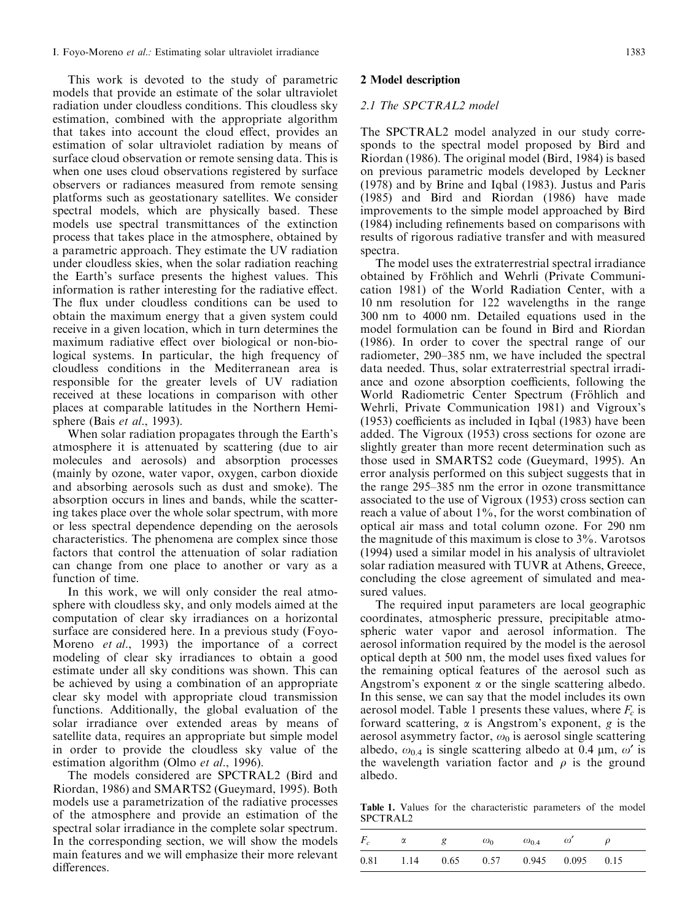This work is devoted to the study of parametric models that provide an estimate of the solar ultraviolet radiation under cloudless conditions. This cloudless sky estimation, combined with the appropriate algorithm that takes into account the cloud effect, provides an estimation of solar ultraviolet radiation by means of surface cloud observation or remote sensing data. This is when one uses cloud observations registered by surface observers or radiances measured from remote sensing platforms such as geostationary satellites. We consider spectral models, which are physically based. These models use spectral transmittances of the extinction process that takes place in the atmosphere, obtained by a parametric approach. They estimate the UV radiation under cloudless skies, when the solar radiation reaching the Earth's surface presents the highest values. This information is rather interesting for the radiative effect. The flux under cloudless conditions can be used to obtain the maximum energy that a given system could receive in a given location, which in turn determines the maximum radiative effect over biological or non-biological systems. In particular, the high frequency of cloudless conditions in the Mediterranean area is responsible for the greater levels of UV radiation received at these locations in comparison with other places at comparable latitudes in the Northern Hemisphere (Bais *et al*., 1993).

When solar radiation propagates through the Earth's atmosphere it is attenuated by scattering (due to air molecules and aerosols) and absorption processes (mainly by ozone, water vapor, oxygen, carbon dioxide and absorbing aerosols such as dust and smoke). The absorption occurs in lines and bands, while the scattering takes place over the whole solar spectrum, with more or less spectral dependence depending on the aerosols characteristics. The phenomena are complex since those factors that control the attenuation of solar radiation can change from one place to another or vary as a function of time.

In this work, we will only consider the real atmosphere with cloudless sky, and only models aimed at the computation of clear sky irradiances on a horizontal surface are considered here. In a previous study (Foyo-Moreno *et al*., 1993) the importance of a correct modeling of clear sky irradiances to obtain a good estimate under all sky conditions was shown. This can be achieved by using a combination of an appropriate clear sky model with appropriate cloud transmission functions. Additionally, the global evaluation of the solar irradiance over extended areas by means of satellite data, requires an appropriate but simple model in order to provide the cloudless sky value of the estimation algorithm (Olmo *et al*., 1996).

The models considered are SPCTRAL2 (Bird and Riordan, 1986) and SMARTS2 (Gueymard, 1995). Both models use a parametrization of the radiative processes of the atmosphere and provide an estimation of the spectral solar irradiance in the complete solar spectrum. In the corresponding section, we will show the models main features and we will emphasize their more relevant differences.

## 2 Model description

### *2.1 The SPCTRAL2 model*

The SPCTRAL2 model analyzed in our study corresponds to the spectral model proposed by Bird and Riordan (1986). The original model (Bird, 1984) is based on previous parametric models developed by Leckner (1978) and by Brine and Iqbal (1983). Justus and Paris (1985) and Bird and Riordan (1986) have made improvements to the simple model approached by Bird (1984) including refinements based on comparisons with results of rigorous radiative transfer and with measured spectra.

The model uses the extraterrestrial spectral irradiance obtained by Fröhlich and Wehrli (Private Communication 1981) of the World Radiation Center, with a 10 nm resolution for 122 wavelengths in the range 300 nm to 4000 nm. Detailed equations used in the model formulation can be found in Bird and Riordan (1986). In order to cover the spectral range of our radiometer, 290–385 nm, we have included the spectral data needed. Thus, solar extraterrestrial spectral irradiance and ozone absorption coefficients, following the World Radiometric Center Spectrum (Fröhlich and Wehrli, Private Communication 1981) and Vigroux's (1953) coefficients as included in Iqbal (1983) have been added. The Vigroux (1953) cross sections for ozone are slightly greater than more recent determination such as those used in SMARTS2 code (Gueymard, 1995). An error analysis performed on this subject suggests that in the range 295–385 nm the error in ozone transmittance associated to the use of Vigroux (1953) cross section can reach a value of about 1%, for the worst combination of optical air mass and total column ozone. For 290 nm the magnitude of this maximum is close to 3%. Varotsos (1994) used a similar model in his analysis of ultraviolet solar radiation measured with TUVR at Athens, Greece, concluding the close agreement of simulated and measured values.

The required input parameters are local geographic coordinates, atmospheric pressure, precipitable atmospheric water vapor and aerosol information. The aerosol information required by the model is the aerosol optical depth at 500 nm, the model uses fixed values for the remaining optical features of the aerosol such as Angstrom's exponent $\alpha$ or the single scattering albedo. In this sense, we can say that the model includes its own aerosol model. Table 1 presents these values, where $F_c$ is forward scattering, $\alpha$ is Angstrom's exponent, $g$ is the aerosol asymmetry factor, $\omega_0$ is aerosol single scattering albedo, $\omega_{0.4}$ is single scattering albedo at 0.4 μm, $\omega'$ is the wavelength variation factor and $\rho$ is the ground albedo.

**Table 1.** Values for the characteristic parameters of the model SPCTRAL2

| $F_c$ | $\alpha$ | $g$ | $\omega_0$ | $\omega_{0.4}$ | $\omega'$ | $\rho$ |
|---|---|---|---|---|---|---|
| 0.81 | 1.14 | 0.65 | 0.57 | 0.945 | 0.095 | 0.15 |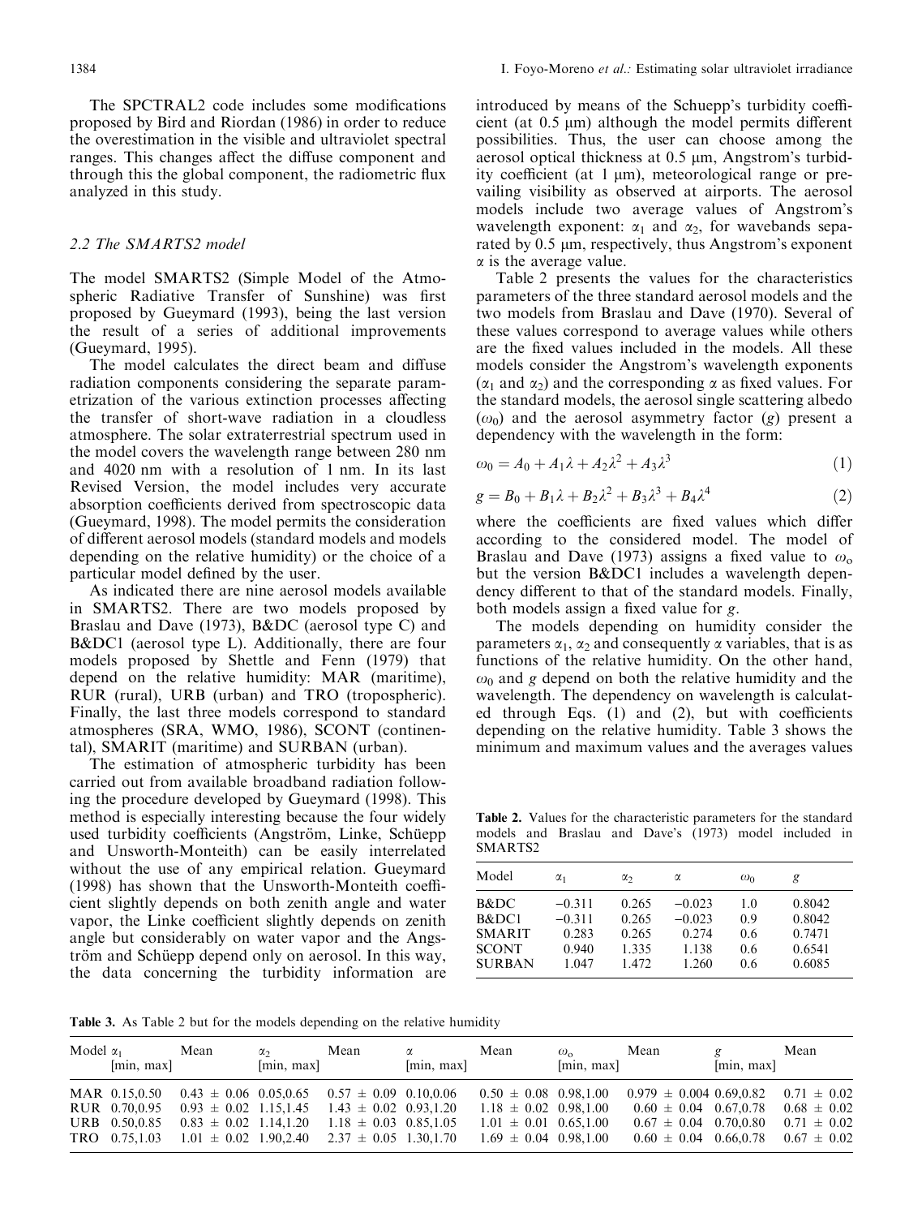The SPCTRAL2 code includes some modifications proposed by Bird and Riordan (1986) in order to reduce the overestimation in the visible and ultraviolet spectral ranges. This changes affect the diffuse component and through this the global component, the radiometric flux analyzed in this study.

### 2.2 The SMARTS2 model

The model SMARTS2 (Simple Model of the Atmospheric Radiative Transfer of Sunshine) was first proposed by Gueymard (1993), being the last version the result of a series of additional improvements (Gueymard, 1995).

The model calculates the direct beam and diffuse radiation components considering the separate parametrization of the various extinction processes affecting the transfer of short-wave radiation in a cloudless atmosphere. The solar extraterrestrial spectrum used in the model covers the wavelength range between 280 nm and 4020 nm with a resolution of 1 nm. In its last Revised Version, the model includes very accurate absorption coefficients derived from spectroscopic data (Gueymard, 1998). The model permits the consideration of different aerosol models (standard models and models depending on the relative humidity) or the choice of a particular model defined by the user.

As indicated there are nine aerosol models available in SMARTS2. There are two models proposed by Braslau and Dave (1973), B&DC (aerosol type C) and B&DC1 (aerosol type L). Additionally, there are four models proposed by Shettle and Fenn (1979) that depend on the relative humidity: MAR (maritime), RUR (rural), URB (urban) and TRO (tropospheric). Finally, the last three models correspond to standard atmospheres (SRA, WMO, 1986), SCONT (continental), SMARIT (maritime) and SURBAN (urban).

The estimation of atmospheric turbidity has been carried out from available broadband radiation following the procedure developed by Gueymard (1998). This method is especially interesting because the four widely used turbidity coefficients (Angström, Linke, Schüepp and Unsworth-Monteith) can be easily interrelated without the use of any empirical relation. Gueymard (1998) has shown that the Unsworth-Monteith coefficient slightly depends on both zenith angle and water vapor, the Linke coefficient slightly depends on zenith angle but considerably on water vapor and the Angström and Schüepp depend only on aerosol. In this way, the data concerning the turbidity information are introduced by means of the Schuepp's turbidity coefficient (at 0.5 μm) although the model permits different possibilities. Thus, the user can choose among the aerosol optical thickness at 0.5 μm, Angstrom's turbidity coefficient (at 1 μm), meteorological range or prevailing visibility as observed at airports. The aerosol models include two average values of Angstrom's wavelength exponent: $\alpha_1$ and $\alpha_2$, for wavebands separated by 0.5 μm, respectively, thus Angstrom's exponent $\alpha$ is the average value.

Table 2 presents the values for the characteristics parameters of the three standard aerosol models and the two models from Braslau and Dave (1970). Several of these values correspond to average values while others are the fixed values included in the models. All these models consider the Angstrom's wavelength exponents ($\alpha_1$ and $\alpha_2$) and the corresponding $\alpha$ as fixed values. For the standard models, the aerosol single scattering albedo ($\omega_0$) and the aerosol asymmetry factor ($g$) present a dependency with the wavelength in the form:

$$\omega_0 = A_0 + A_1\lambda + A_2\lambda^2 + A_3\lambda^3 \tag{1}$$

$$g = B_0 + B_1\lambda + B_2\lambda^2 + B_3\lambda^3 + B_4\lambda^4 \tag{2}$$

where the coefficients are fixed values which differ according to the considered model. The model of Braslau and Dave (1973) assigns a fixed value to $\omega_o$ but the version B&DC1 includes a wavelength dependency different to that of the standard models. Finally, both models assign a fixed value for $g$.

The models depending on humidity consider the parameters $\alpha_1$, $\alpha_2$ and consequently $\alpha$ variables, that is as functions of the relative humidity. On the other hand, $\omega_0$ and $g$ depend on both the relative humidity and the wavelength. The dependency on wavelength is calculated through Eqs. (1) and (2), but with coefficients depending on the relative humidity. Table 3 shows the minimum and maximum values and the averages values

**Table 2.** Values for the characteristic parameters for the standard models and Braslau and Dave's (1973) model included in SMARTS2

| Model | $\alpha_1$ | $\alpha_2$ | $\alpha$ | $\omega_0$ | $g$ |
|---|---|---|---|---|---|
| B&DC | −0.311 | 0.265 | −0.023 | 1.0 | 0.8042 |
| B&DC1 | −0.311 | 0.265 | −0.023 | 0.9 | 0.8042 |
| SMARIT | 0.283 | 0.265 | 0.274 | 0.6 | 0.7471 |
| SCONT | 0.940 | 1.335 | 1.138 | 0.6 | 0.6541 |
| SURBAN | 1.047 | 1.472 | 1.260 | 0.6 | 0.6085 |

**Table 3.** As Table 2 but for the models depending on the relative humidity

| Model | $\alpha_1$ [min, max] | Mean | $\alpha_2$ [min, max] | Mean | $\alpha$ [min, max] | Mean | $\omega_o$ [min, max] | Mean | $g$ [min, max] | Mean |
|---|---|---|---|---|---|---|---|---|---|---|
| MAR | 0.15,0.50 | 0.43 ± 0.06 | 0.05,0.65 | 0.57 ± 0.09 | 0.10,0.06 | 0.50 ± 0.08 | 0.98,1.00 | 0.979 ± 0.004 | 0.69,0.82 | 0.71 ± 0.02 |
| RUR | 0.70,0.95 | 0.93 ± 0.02 | 1.15,1.45 | 1.43 ± 0.02 | 0.93,1.20 | 1.18 ± 0.02 | 0.98,1.00 | 0.60 ± 0.04 | 0.67,0.78 | 0.68 ± 0.02 |
| URB | 0.50,0.85 | 0.83 ± 0.02 | 1.14,1.20 | 1.18 ± 0.03 | 0.85,1.05 | 1.01 ± 0.01 | 0.65,1.00 | 0.67 ± 0.04 | 0.70,0.80 | 0.71 ± 0.02 |
| TRO | 0.75,1.03 | 1.01 ± 0.02 | 1.90,2.40 | 2.37 ± 0.05 | 1.30,1.70 | 1.69 ± 0.04 | 0.98,1.00 | 0.60 ± 0.04 | 0.66,0.78 | 0.67 ± 0.02 |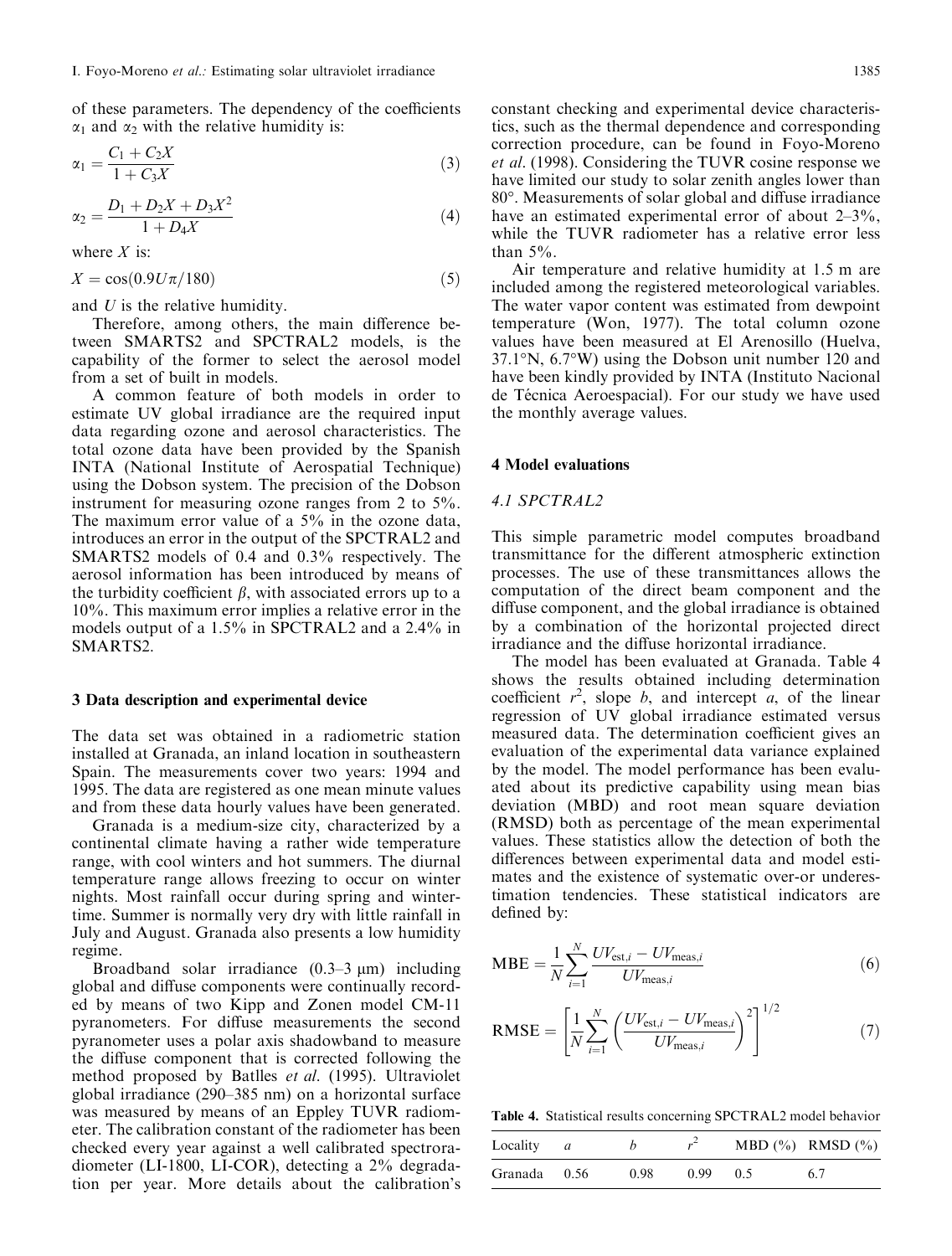of these parameters. The dependency of the coefficients $\alpha_1$ and $\alpha_2$ with the relative humidity is:

$$\alpha_1 = \frac{C_1 + C_2 X}{1 + C_3 X} \tag{3}$$

$$\alpha_2 = \frac{D_1 + D_2 X + D_3 X^2}{1 + D_4 X} \tag{4}$$

where $X$ is:

$$X = \cos(0.9U\pi/180) \tag{5}$$

and $U$ is the relative humidity.

Therefore, among others, the main difference between SMARTS2 and SPCTRAL2 models, is the capability of the former to select the aerosol model from a set of built in models.

A common feature of both models in order to estimate UV global irradiance are the required input data regarding ozone and aerosol characteristics. The total ozone data have been provided by the Spanish INTA (National Institute of Aerospatial Technique) using the Dobson system. The precision of the Dobson instrument for measuring ozone ranges from 2 to 5%. The maximum error value of a 5% in the ozone data, introduces an error in the output of the SPCTRAL2 and SMARTS2 models of 0.4 and 0.3% respectively. The aerosol information has been introduced by means of the turbidity coefficient $\beta$, with associated errors up to a 10%. This maximum error implies a relative error in the models output of a 1.5% in SPCTRAL2 and a 2.4% in SMARTS2.

## 3 Data description and experimental device

The data set was obtained in a radiometric station installed at Granada, an inland location in southeastern Spain. The measurements cover two years: 1994 and 1995. The data are registered as one mean minute values and from these data hourly values have been generated.

Granada is a medium-size city, characterized by a continental climate having a rather wide temperature range, with cool winters and hot summers. The diurnal temperature range allows freezing to occur on winter nights. Most rainfall occur during spring and wintertime. Summer is normally very dry with little rainfall in July and August. Granada also presents a low humidity regime.

Broadband solar irradiance (0.3–3 μm) including global and diffuse components were continually recorded by means of two Kipp and Zonen model CM-11 pyranometers. For diffuse measurements the second pyranometer uses a polar axis shadowband to measure the diffuse component that is corrected following the method proposed by Batlles *et al*. (1995). Ultraviolet global irradiance (290–385 nm) on a horizontal surface was measured by means of an Eppley TUVR radiometer. The calibration constant of the radiometer has been checked every year against a well calibrated spectroradiometer (LI-1800, LI-COR), detecting a 2% degradation per year. More details about the calibration's constant checking and experimental device characteristics, such as the thermal dependence and corresponding correction procedure, can be found in Foyo-Moreno *et al*. (1998). Considering the TUVR cosine response we have limited our study to solar zenith angles lower than 80°. Measurements of solar global and diffuse irradiance have an estimated experimental error of about 2–3%, while the TUVR radiometer has a relative error less than 5%.

Air temperature and relative humidity at 1.5 m are included among the registered meteorological variables. The water vapor content was estimated from dewpoint temperature (Won, 1977). The total column ozone values have been measured at El Arenosillo (Huelva, 37.1°N, 6.7°W) using the Dobson unit number 120 and have been kindly provided by INTA (Instituto Nacional de Técnica Aeroespacial). For our study we have used the monthly average values.

## 4 Model evaluations

### *4.1 SPCTRAL2*

This simple parametric model computes broadband transmittance for the different atmospheric extinction processes. The use of these transmittances allows the computation of the direct beam component and the diffuse component, and the global irradiance is obtained by a combination of the horizontal projected direct irradiance and the diffuse horizontal irradiance.

The model has been evaluated at Granada. Table 4 shows the results obtained including determination coefficient $r^2$, slope $b$, and intercept $a$, of the linear regression of UV global irradiance estimated versus measured data. The determination coefficient gives an evaluation of the experimental data variance explained by the model. The model performance has been evaluated about its predictive capability using mean bias deviation (MBD) and root mean square deviation (RMSD) both as percentage of the mean experimental values. These statistics allow the detection of both the differences between experimental data and model estimates and the existence of systematic over-or underestimation tendencies. These statistical indicators are defined by:

$$\text{MBE} = \frac{1}{N}\sum_{i=1}^{N}\frac{UV_{\text{est},i} - UV_{\text{meas},i}}{UV_{\text{meas},i}} \tag{6}$$

$$\text{RMSE} = \left[\frac{1}{N}\sum_{i=1}^{N}\left(\frac{UV_{\text{est},i} - UV_{\text{meas},i}}{UV_{\text{meas},i}}\right)^2\right]^{1/2} \tag{7}$$

**Table 4.** Statistical results concerning SPCTRAL2 model behavior

| Locality | $a$ | $b$ | $r^2$ | MBD (%) | RMSD (%) |
|---|---|---|---|---|---|
| Granada | 0.56 | 0.98 | 0.99 | 0.5 | 6.7 |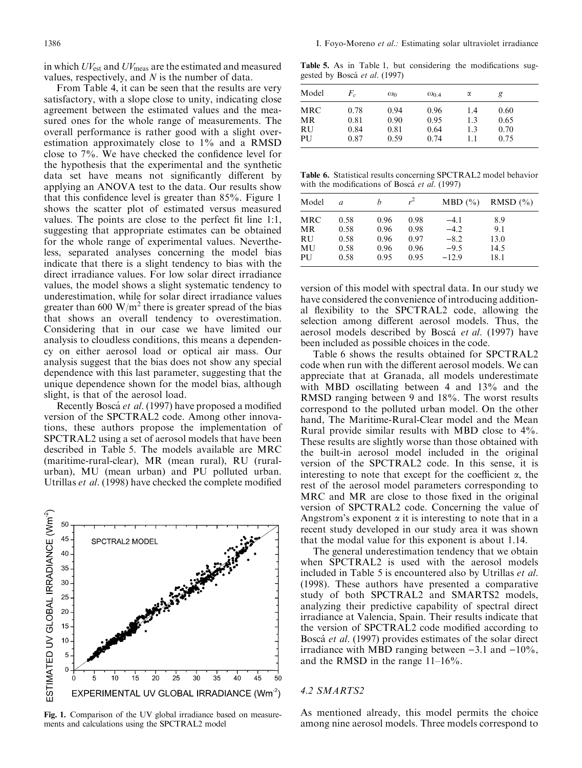in which $UV_{est}$ and $UV_{meas}$ are the estimated and measured values, respectively, and $N$ is the number of data.

From Table 4, it can be seen that the results are very satisfactory, with a slope close to unity, indicating close agreement between the estimated values and the measured ones for the whole range of measurements. The overall performance is rather good with a slight overestimation approximately close to 1% and a RMSD close to 7%. We have checked the confidence level for the hypothesis that the experimental and the synthetic data set have means not significantly different by applying an ANOVA test to the data. Our results show that this confidence level is greater than 85%. Figure 1 shows the scatter plot of estimated versus measured values. The points are close to the perfect fit line 1:1, suggesting that appropriate estimates can be obtained for the whole range of experimental values. Nevertheless, separated analyses concerning the model bias indicate that there is a slight tendency to bias with the direct irradiance values. For low solar direct irradiance values, the model shows a slight systematic tendency to underestimation, while for solar direct irradiance values greater than 600 $W/m^2$ there is greater spread of the bias that shows an overall tendency to overestimation. Considering that in our case we have limited our analysis to cloudless conditions, this means a dependency on either aerosol load or optical air mass. Our analysis suggest that the bias does not show any special dependence with this last parameter, suggesting that the unique dependence shown for the model bias, although slight, is that of the aerosol load.

Recently Boscá *et al*. (1997) have proposed a modified version of the SPCTRAL2 code. Among other innovations, these authors propose the implementation of SPCTRAL2 using a set of aerosol models that have been described in Table 5. The models available are MRC (maritime-rural-clear), MR (mean rural), RU (rural-urban), MU (mean urban) and PU polluted urban. Utrillas *et al*. (1998) have checked the complete modified version of this model with spectral data. In our study we have considered the convenience of introducing additional flexibility to the SPCTRAL2 code, allowing the selection among different aerosol models. Thus, the aerosol models described by Boscá *et al*. (1997) have been included as possible choices in the code.

ESTIMATED UV GLOBAL IRRADIANCE ($Wm^{-2}$)

SPCTRAL2 MODEL

EXPERIMENTAL UV GLOBAL IRRADIANCE ($Wm^{-2}$)

0 5 10 15 20 25 30 35 40 45 50

**Fig. 1.** Comparison of the UV global irradiance based on measurements and calculations using the SPCTRAL2 model

**Table 5.** As in Table 1, but considering the modifications suggested by Boscá *et al*. (1997)

| Model | $F_c$ | $\omega_0$ | $\omega_{0.4}$ | $\alpha$ | $g$ |
|---|---|---|---|---|---|
| MRC | 0.78 | 0.94 | 0.96 | 1.4 | 0.60 |
| MR | 0.81 | 0.90 | 0.95 | 1.3 | 0.65 |
| RU | 0.84 | 0.81 | 0.64 | 1.3 | 0.70 |
| PU | 0.87 | 0.59 | 0.74 | 1.1 | 0.75 |

**Table 6.** Statistical results concerning SPCTRAL2 model behavior with the modifications of Boscá *et al*. (1997)

| Model | $a$ | $b$ | $r^2$ | MBD (%) | RMSD (%) |
|---|---|---|---|---|---|
| MRC | 0.58 | 0.96 | 0.98 | −4.1 | 8.9 |
| MR | 0.58 | 0.96 | 0.98 | −4.2 | 9.1 |
| RU | 0.58 | 0.96 | 0.97 | −8.2 | 13.0 |
| MU | 0.58 | 0.96 | 0.96 | −9.5 | 14.5 |
| PU | 0.58 | 0.95 | 0.95 | −12.9 | 18.1 |

Table 6 shows the results obtained for SPCTRAL2 code when run with the different aerosol models. We can appreciate that at Granada, all models underestimate with MBD oscillating between 4 and 13% and the RMSD ranging between 9 and 18%. The worst results correspond to the polluted urban model. On the other hand, The Maritime-Rural-Clear model and the Mean Rural provide similar results with MBD close to 4%. These results are slightly worse than those obtained with the built-in aerosol model included in the original version of the SPCTRAL2 code. In this sense, it is interesting to note that except for the coefficient $\alpha$, the rest of the aerosol model parameters corresponding to MRC and MR are close to those fixed in the original version of SPCTRAL2 code. Concerning the value of Angstrom's exponent $\alpha$ it is interesting to note that in a recent study developed in our study area it was shown that the modal value for this exponent is about 1.14.

The general underestimation tendency that we obtain when SPCTRAL2 is used with the aerosol models included in Table 5 is encountered also by Utrillas *et al*. (1998). These authors have presented a comparative study of both SPCTRAL2 and SMARTS2 models, analyzing their predictive capability of spectral direct irradiance at Valencia, Spain. Their results indicate that the version of SPCTRAL2 code modified according to Boscá *et al*. (1997) provides estimates of the solar direct irradiance with MBD ranging between −3.1 and −10%, and the RMSD in the range 11–16%.

### 4.2 SMARTS2

As mentioned already, this model permits the choice among nine aerosol models. Three models correspond to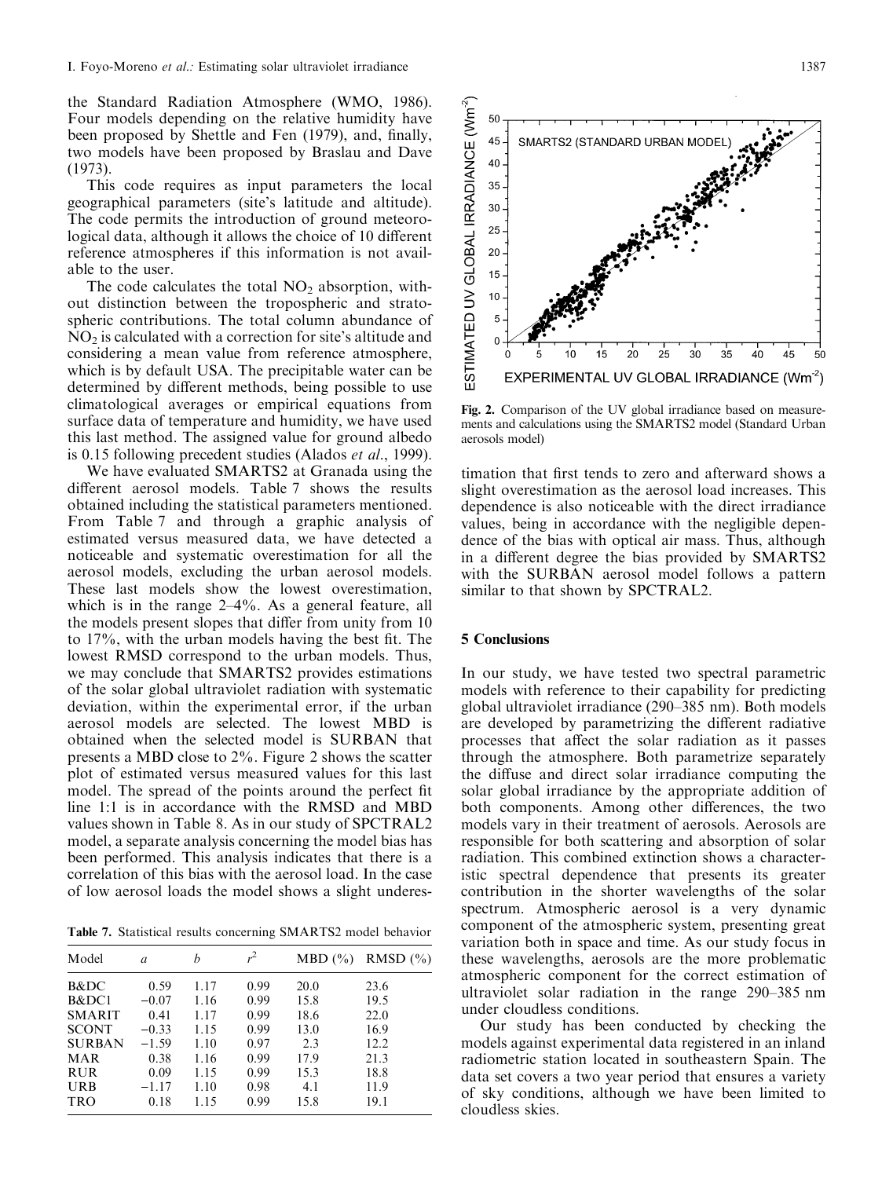the Standard Radiation Atmosphere (WMO, 1986). Four models depending on the relative humidity have been proposed by Shettle and Fen (1979), and, finally, two models have been proposed by Braslau and Dave (1973).

This code requires as input parameters the local geographical parameters (site's latitude and altitude). The code permits the introduction of ground meteorological data, although it allows the choice of 10 different reference atmospheres if this information is not available to the user.

The code calculates the total $NO_2$ absorption, without distinction between the tropospheric and stratospheric contributions. The total column abundance of $NO_2$ is calculated with a correction for site's altitude and considering a mean value from reference atmosphere, which is by default USA. The precipitable water can be determined by different methods, being possible to use climatological averages or empirical equations from surface data of temperature and humidity, we have used this last method. The assigned value for ground albedo is 0.15 following precedent studies (Alados *et al*., 1999).

We have evaluated SMARTS2 at Granada using the different aerosol models. Table 7 shows the results obtained including the statistical parameters mentioned. From Table 7 and through a graphic analysis of estimated versus measured data, we have detected a noticeable and systematic overestimation for all the aerosol models, excluding the urban aerosol models. These last models show the lowest overestimation, which is in the range 2–4%. As a general feature, all the models present slopes that differ from unity from 10 to 17%, with the urban models having the best fit. The lowest RMSD correspond to the urban models. Thus, we may conclude that SMARTS2 provides estimations of the solar global ultraviolet radiation with systematic deviation, within the experimental error, if the urban aerosol models are selected. The lowest MBD is obtained when the selected model is SURBAN that presents a MBD close to 2%. Figure 2 shows the scatter plot of estimated versus measured values for this last model. The spread of the points around the perfect fit line 1:1 is in accordance with the RMSD and MBD values shown in Table 8. As in our study of SPCTRAL2 model, a separate analysis concerning the model bias has been performed. This analysis indicates that there is a correlation of this bias with the aerosol load. In the case of low aerosol loads the model shows a slight underestimation that first tends to zero and afterward shows a slight overestimation as the aerosol load increases. This dependence is also noticeable with the direct irradiance values, being in accordance with the negligible dependence of the bias with optical air mass. Thus, although in a different degree the bias provided by SMARTS2 with the SURBAN aerosol model follows a pattern similar to that shown by SPCTRAL2.

**Table 7.** Statistical results concerning SMARTS2 model behavior

| Model | $a$ | $b$ | $r^2$ | MBD (%) | RMSD (%) |
|---|---|---|---|---|---|
| B&DC | 0.59 | 1.17 | 0.99 | 20.0 | 23.6 |
| B&DC1 | −0.07 | 1.16 | 0.99 | 15.8 | 19.5 |
| SMARIT | 0.41 | 1.17 | 0.99 | 18.6 | 22.0 |
| SCONT | −0.33 | 1.15 | 0.99 | 13.0 | 16.9 |
| SURBAN | −1.59 | 1.10 | 0.97 | 2.3 | 12.2 |
| MAR | 0.38 | 1.16 | 0.99 | 17.9 | 21.3 |
| RUR | 0.09 | 1.15 | 0.99 | 15.3 | 18.8 |
| URB | −1.17 | 1.10 | 0.98 | 4.1 | 11.9 |
| TRO | 0.18 | 1.15 | 0.99 | 15.8 | 19.1 |

SMARTS2 (STANDARD URBAN MODEL)

ESTIMATED UV GLOBAL IRRADIANCE (Wm$^{-2}$)

EXPERIMENTAL UV GLOBAL IRRADIANCE (Wm$^{-2}$)

0 5 10 15 20 25 30 35 40 45 50

**Fig. 2.** Comparison of the UV global irradiance based on measurements and calculations using the SMARTS2 model (Standard Urban aerosols model)

## 5 Conclusions

In our study, we have tested two spectral parametric models with reference to their capability for predicting global ultraviolet irradiance (290–385 nm). Both models are developed by parametrizing the different radiative processes that affect the solar radiation as it passes through the atmosphere. Both parametrize separately the diffuse and direct solar irradiance computing the solar global irradiance by the appropriate addition of both components. Among other differences, the two models vary in their treatment of aerosols. Aerosols are responsible for both scattering and absorption of solar radiation. This combined extinction shows a characteristic spectral dependence that presents its greater contribution in the shorter wavelengths of the solar spectrum. Atmospheric aerosol is a very dynamic component of the atmospheric system, presenting great variation both in space and time. As our study focus in these wavelengths, aerosols are the more problematic atmospheric component for the correct estimation of ultraviolet solar radiation in the range 290–385 nm under cloudless conditions.

Our study has been conducted by checking the models against experimental data registered in an inland radiometric station located in southeastern Spain. The data set covers a two year period that ensures a variety of sky conditions, although we have been limited to cloudless skies.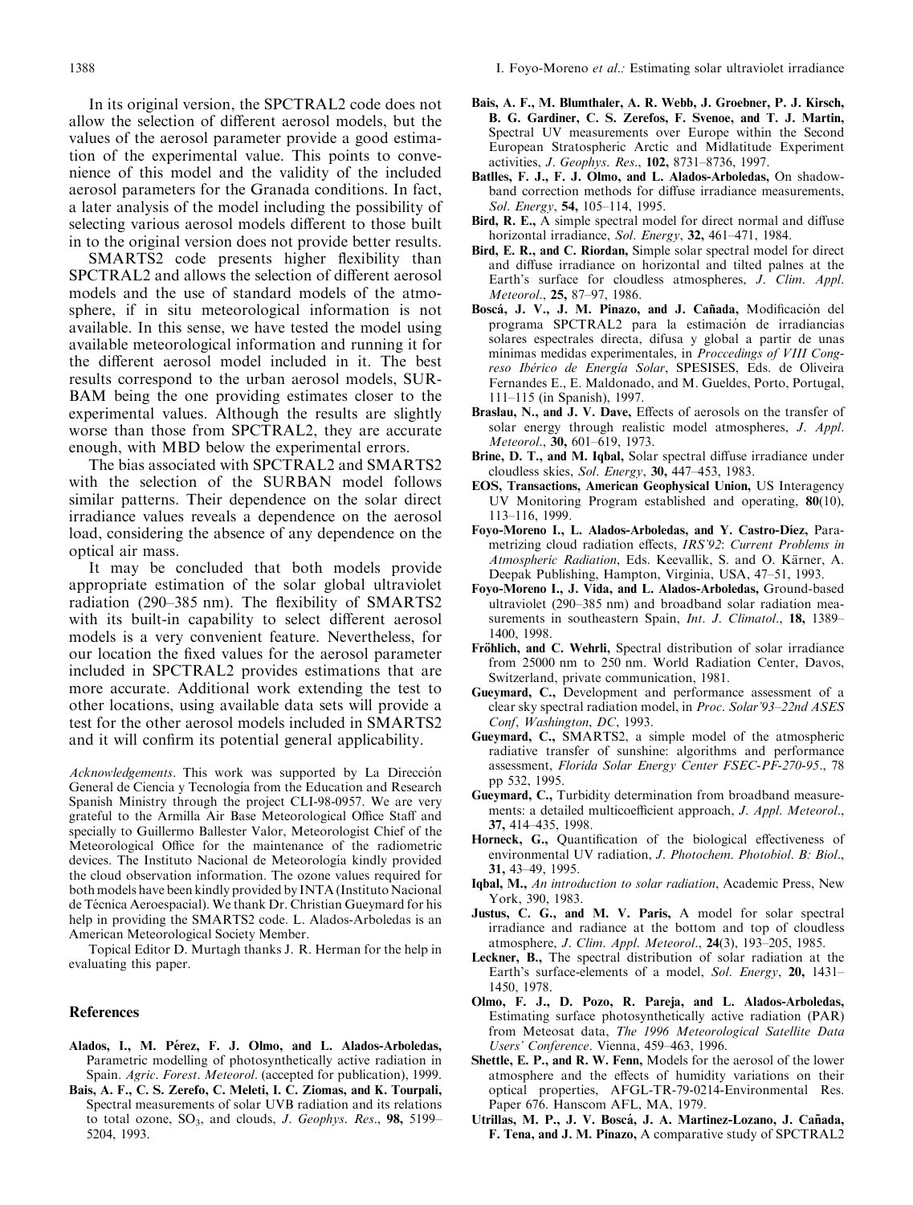In its original version, the SPCTRAL2 code does not allow the selection of different aerosol models, but the values of the aerosol parameter provide a good estimation of the experimental value. This points to convenience of this model and the validity of the included aerosol parameters for the Granada conditions. In fact, a later analysis of the model including the possibility of selecting various aerosol models different to those built in to the original version does not provide better results.

SMARTS2 code presents higher flexibility than SPCTRAL2 and allows the selection of different aerosol models and the use of standard models of the atmosphere, if in situ meteorological information is not available. In this sense, we have tested the model using available meteorological information and running it for the different aerosol model included in it. The best results correspond to the urban aerosol models, SURBAM being the one providing estimates closer to the experimental values. Although the results are slightly worse than those from SPCTRAL2, they are accurate enough, with MBD below the experimental errors.

The bias associated with SPCTRAL2 and SMARTS2 with the selection of the SURBAN model follows similar patterns. Their dependence on the solar direct irradiance values reveals a dependence on the aerosol load, considering the absence of any dependence on the optical air mass.

It may be concluded that both models provide appropriate estimation of the solar global ultraviolet radiation (290–385 nm). The flexibility of SMARTS2 with its built-in capability to select different aerosol models is a very convenient feature. Nevertheless, for our location the fixed values for the aerosol parameter included in SPCTRAL2 provides estimations that are more accurate. Additional work extending the test to other locations, using available data sets will provide a test for the other aerosol models included in SMARTS2 and it will confirm its potential general applicability.

*Acknowledgements*. This work was supported by La Dirección General de Ciencia y Tecnología from the Education and Research Spanish Ministry through the project CLI-98-0957. We are very grateful to the Armilla Air Base Meteorological Office Staff and specially to Guillermo Ballester Valor, Meteorologist Chief of the Meteorological Office for the maintenance of the radiometric devices. The Instituto Nacional de Meteorología kindly provided the cloud observation information. The ozone values required for both models have been kindly provided by INTA (Instituto Nacional de Técnica Aeroespacial). We thank Dr. Christian Gueymard for his help in providing the SMARTS2 code. L. Alados-Arboledas is an American Meteorological Society Member.

Topical Editor D. Murtagh thanks J. R. Herman for the help in evaluating this paper.

## References

**Alados, I., M. Pérez, F. J. Olmo, and L. Alados-Arboledas,** Parametric modelling of photosynthetically active radiation in Spain. *Agric. Forest. Meteorol*. (accepted for publication), 1999.

**Bais, A. F., C. S. Zerefo, C. Meleti, I. C. Ziomas, and K. Tourpali,** Spectral measurements of solar UVB radiation and its relations to total ozone, $SO_3$, and clouds, *J. Geophys. Res*., **98,** 5199–5204, 1993.

**Bais, A. F., M. Blumthaler, A. R. Webb, J. Groebner, P. J. Kirsch, B. G. Gardiner, C. S. Zerefos, F. Svenoe, and T. J. Martin,** Spectral UV measurements over Europe within the Second European Stratospheric Arctic and Midlatitude Experiment activities, *J. Geophys. Res*., **102,** 8731–8736, 1997.

**Batlles, F. J., F. J. Olmo, and L. Alados-Arboledas,** On shadowband correction methods for diffuse irradiance measurements, *Sol. Energy*, **54,** 105–114, 1995.

**Bird, R. E.,** A simple spectral model for direct normal and diffuse horizontal irradiance, *Sol. Energy*, **32,** 461–471, 1984.

**Bird, E. R., and C. Riordan,** Simple solar spectral model for direct and diffuse irradiance on horizontal and tilted palnes at the Earth's surface for cloudless atmospheres, *J. Clim. Appl. Meteorol*., **25,** 87–97, 1986.

**Boscá, J. V., J. M. Pinazo, and J. Cañada,** Modificación del programa SPCTRAL2 para la estimación de irradiancias solares espectrales directa, difusa y global a partir de unas mínimas medidas experimentales, in *Proccedings of VIII Congreso Ibérico de Energía Solar*, SPESISES, Eds. de Oliveira Fernandes E., E. Maldonado, and M. Gueldes, Porto, Portugal, 111–115 (in Spanish), 1997.

**Braslau, N., and J. V. Dave,** Effects of aerosols on the transfer of solar energy through realistic model atmospheres, *J. Appl. Meteorol*., **30,** 601–619, 1973.

**Brine, D. T., and M. Iqbal,** Solar spectral diffuse irradiance under cloudless skies, *Sol. Energy*, **30,** 447–453, 1983.

**EOS, Transactions, American Geophysical Union,** US Interagency UV Monitoring Program established and operating, **80**(10), 113–116, 1999.

**Foyo-Moreno I., L. Alados-Arboledas, and Y. Castro-Díez,** Parametrizing cloud radiation effects, *IRS'92*: *Current Problems in Atmospheric Radiation*, Eds. Keevallik, S. and O. Kärner, A. Deepak Publishing, Hampton, Virginia, USA, 47–51, 1993.

**Foyo-Moreno I., J. Vida, and L. Alados-Arboledas,** Ground-based ultraviolet (290–385 nm) and broadband solar radiation measurements in southeastern Spain, *Int. J. Climatol*., **18,** 1389–1400, 1998.

**Fröhlich, and C. Wehrli,** Spectral distribution of solar irradiance from 25000 nm to 250 nm. World Radiation Center, Davos, Switzerland, private communication, 1981.

**Gueymard, C.,** Development and performance assessment of a clear sky spectral radiation model, in *Proc. Solar'93–22nd ASES Conf*, *Washington*, *DC*, 1993.

**Gueymard, C.,** SMARTS2, a simple model of the atmospheric radiative transfer of sunshine: algorithms and performance assessment, *Florida Solar Energy Center FSEC-PF-270-95*., 78 pp 532, 1995.

**Gueymard, C.,** Turbidity determination from broadband measurements: a detailed multicoefficient approach, *J. Appl. Meteorol*., **37,** 414–435, 1998.

**Horneck, G.,** Quantification of the biological effectiveness of environmental UV radiation, *J. Photochem. Photobiol. B: Biol*., **31,** 43–49, 1995.

**Iqbal, M.,** *An introduction to solar radiation*, Academic Press, New York, 390, 1983.

**Justus, C. G., and M. V. Paris,** A model for solar spectral irradiance and radiance at the bottom and top of cloudless atmosphere, *J. Clim. Appl. Meteorol*., **24**(3), 193–205, 1985.

**Leckner, B.,** The spectral distribution of solar radiation at the Earth's surface-elements of a model, *Sol. Energy*, **20,** 1431–1450, 1978.

**Olmo, F. J., D. Pozo, R. Pareja, and L. Alados-Arboledas,** Estimating surface photosynthetically active radiation (PAR) from Meteosat data, *The 1996 Meteorological Satellite Data Users' Conference*. Vienna, 459–463, 1996.

**Shettle, E. P., and R. W. Fenn,** Models for the aerosol of the lower atmosphere and the effects of humidity variations on their optical properties, AFGL-TR-79-0214-Environmental Res. Paper 676. Hanscom AFL, MA, 1979.

**Utrillas, M. P., J. V. Boscá, J. A. Martinez-Lozano, J. Cañada, F. Tena, and J. M. Pinazo,** A comparative study of SPCTRAL2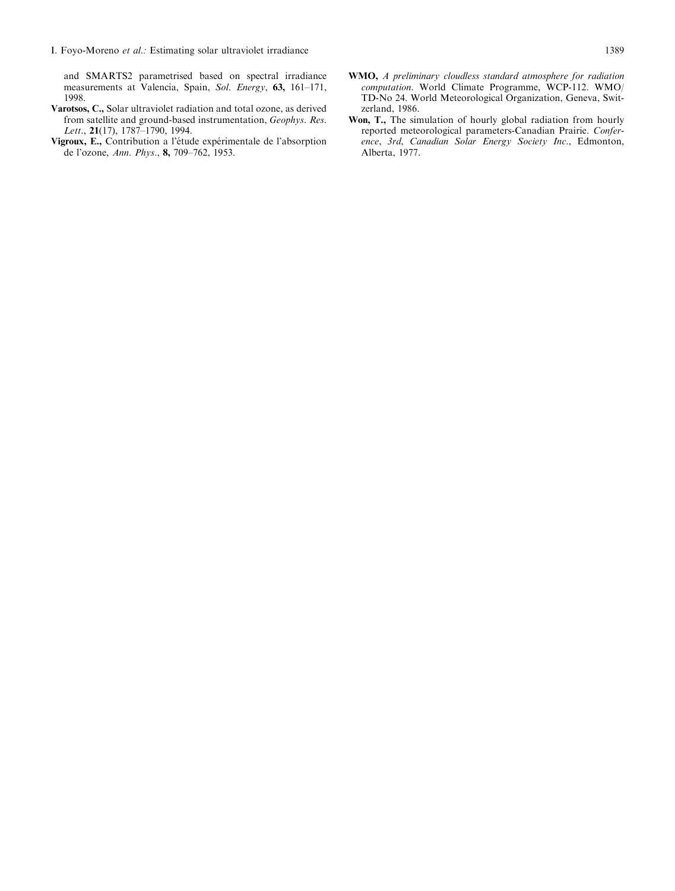and SMARTS2 parametrised based on spectral irradiance measurements at Valencia, Spain, *Sol. Energy*, **63,** 161–171, 1998.

**Varotsos, C.,** Solar ultraviolet radiation and total ozone, as derived from satellite and ground-based instrumentation, *Geophys. Res. Lett*., **21**(17), 1787–1790, 1994.

**Vigroux, E.,** Contribution a l'étude expérimentale de l'absorption de l'ozone, *Ann. Phys*., **8,** 709–762, 1953.

**WMO,** *A preliminary cloudless standard atmosphere for radiation computation*. World Climate Programme, WCP-112. WMO/TD-No 24. World Meteorological Organization, Geneva, Switzerland, 1986.

**Won, T.,** The simulation of hourly global radiation from hourly reported meteorological parameters-Canadian Prairie. *Conference*, *3rd*, *Canadian Solar Energy Society Inc*., Edmonton, Alberta, 1977.